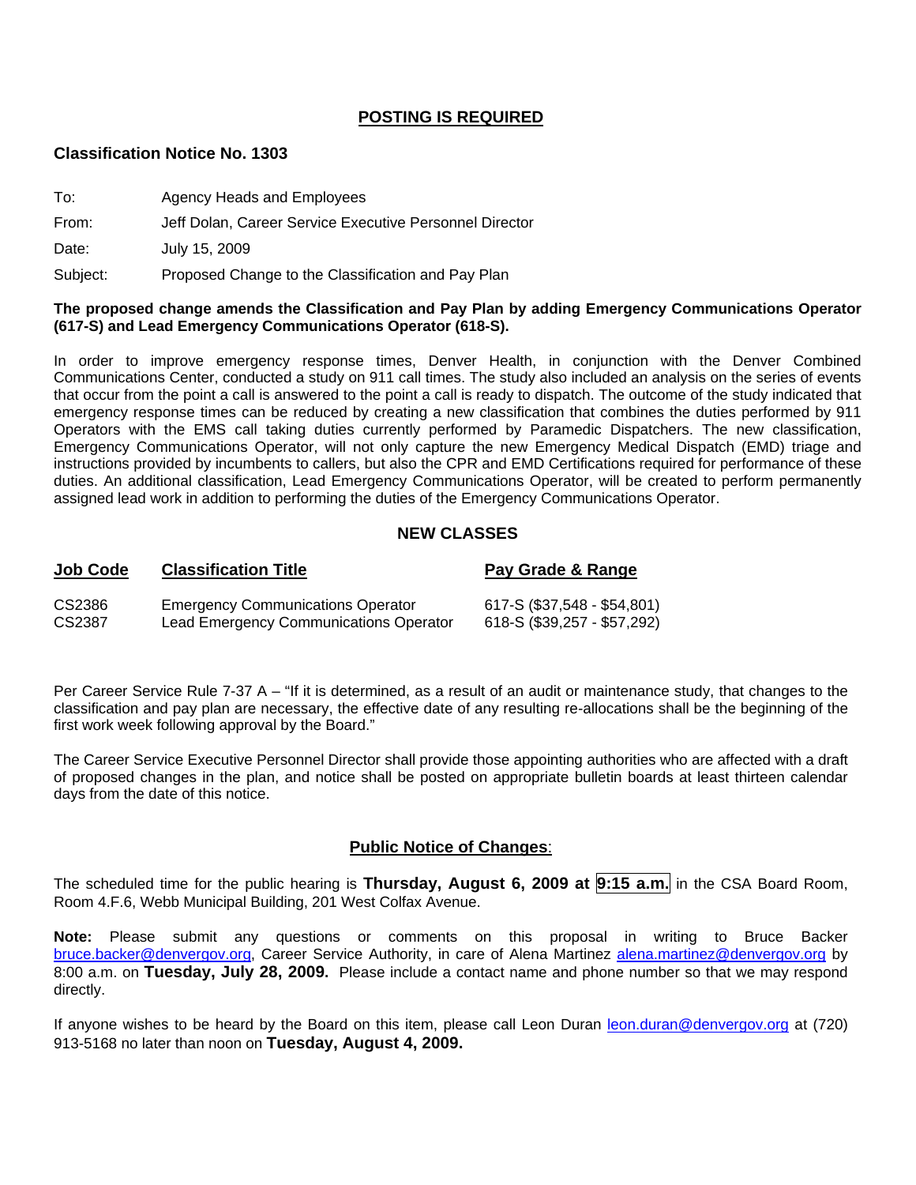## POSTING IS REQUIRED

### Classification Notice No. 1303

To: Agency Heads and Employees

From: Jeff Dolan, Career Service Executive Personnel Director

Date: July 15, 2009

Subject: Proposed Change to the Classification and Pay Plan

**The proposed change amends the Classification and Pay Plan by adding Emergency Communications Operator (617-S) and Lead Emergency Communications Operator (618-S).**

In order to improve emergency response times, Denver Health, in conjunction with the Denver Combined Communications Center, conducted a study on 911 call times. The study also included an analysis on the series of events that occur from the point a call is answered to the point a call is ready to dispatch. The outcome of the study indicated that emergency response times can be reduced by creating a new classification that combines the duties performed by 911 Operators with the EMS call taking duties currently performed by Paramedic Dispatchers. The new classification, Emergency Communications Operator, will not only capture the new Emergency Medical Dispatch (EMD) triage and instructions provided by incumbents to callers, but also the CPR and EMD Certifications required for performance of these duties. An additional classification, Lead Emergency Communications Operator, will be created to perform permanently assigned lead work in addition to performing the duties of the Emergency Communications Operator.

### NEW CLASSES

| Job Code | Classification Title | Pay Grade & Range |
|---|---|---|
| CS2386 | Emergency Communications Operator | 617-S ($37,548 - $54,801) |
| CS2387 | Lead Emergency Communications Operator | 618-S ($39,257 - $57,292) |

Per Career Service Rule 7-37 A – "If it is determined, as a result of an audit or maintenance study, that changes to the classification and pay plan are necessary, the effective date of any resulting re-allocations shall be the beginning of the first work week following approval by the Board."

The Career Service Executive Personnel Director shall provide those appointing authorities who are affected with a draft of proposed changes in the plan, and notice shall be posted on appropriate bulletin boards at least thirteen calendar days from the date of this notice.

### Public Notice of Changes:

The scheduled time for the public hearing is **Thursday, August 6, 2009 at 9:15 a.m.** in the CSA Board Room, Room 4.F.6, Webb Municipal Building, 201 West Colfax Avenue.

**Note:** Please submit any questions or comments on this proposal in writing to Bruce Backer bruce.backer@denvergov.org, Career Service Authority, in care of Alena Martinez alena.martinez@denvergov.org by 8:00 a.m. on **Tuesday, July 28, 2009.** Please include a contact name and phone number so that we may respond directly.

If anyone wishes to be heard by the Board on this item, please call Leon Duran leon.duran@denvergov.org at (720) 913-5168 no later than noon on **Tuesday, August 4, 2009.**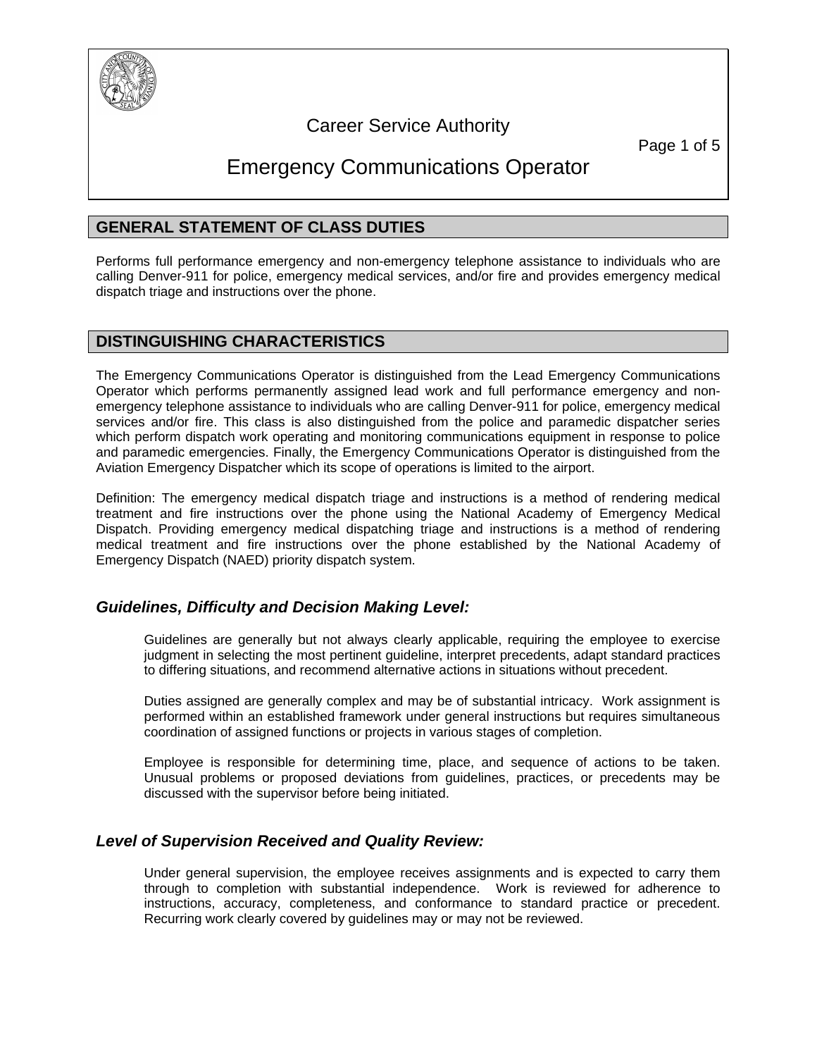# Career Service Authority

# Emergency Communications Operator

## GENERAL STATEMENT OF CLASS DUTIES

Performs full performance emergency and non-emergency telephone assistance to individuals who are calling Denver-911 for police, emergency medical services, and/or fire and provides emergency medical dispatch triage and instructions over the phone.

## DISTINGUISHING CHARACTERISTICS

The Emergency Communications Operator is distinguished from the Lead Emergency Communications Operator which performs permanently assigned lead work and full performance emergency and non-emergency telephone assistance to individuals who are calling Denver-911 for police, emergency medical services and/or fire. This class is also distinguished from the police and paramedic dispatcher series which perform dispatch work operating and monitoring communications equipment in response to police and paramedic emergencies. Finally, the Emergency Communications Operator is distinguished from the Aviation Emergency Dispatcher which its scope of operations is limited to the airport.

Definition: The emergency medical dispatch triage and instructions is a method of rendering medical treatment and fire instructions over the phone using the National Academy of Emergency Medical Dispatch. Providing emergency medical dispatching triage and instructions is a method of rendering medical treatment and fire instructions over the phone established by the National Academy of Emergency Dispatch (NAED) priority dispatch system.

### *Guidelines, Difficulty and Decision Making Level:*

Guidelines are generally but not always clearly applicable, requiring the employee to exercise judgment in selecting the most pertinent guideline, interpret precedents, adapt standard practices to differing situations, and recommend alternative actions in situations without precedent.

Duties assigned are generally complex and may be of substantial intricacy. Work assignment is performed within an established framework under general instructions but requires simultaneous coordination of assigned functions or projects in various stages of completion.

Employee is responsible for determining time, place, and sequence of actions to be taken. Unusual problems or proposed deviations from guidelines, practices, or precedents may be discussed with the supervisor before being initiated.

### *Level of Supervision Received and Quality Review:*

Under general supervision, the employee receives assignments and is expected to carry them through to completion with substantial independence. Work is reviewed for adherence to instructions, accuracy, completeness, and conformance to standard practice or precedent. Recurring work clearly covered by guidelines may or may not be reviewed.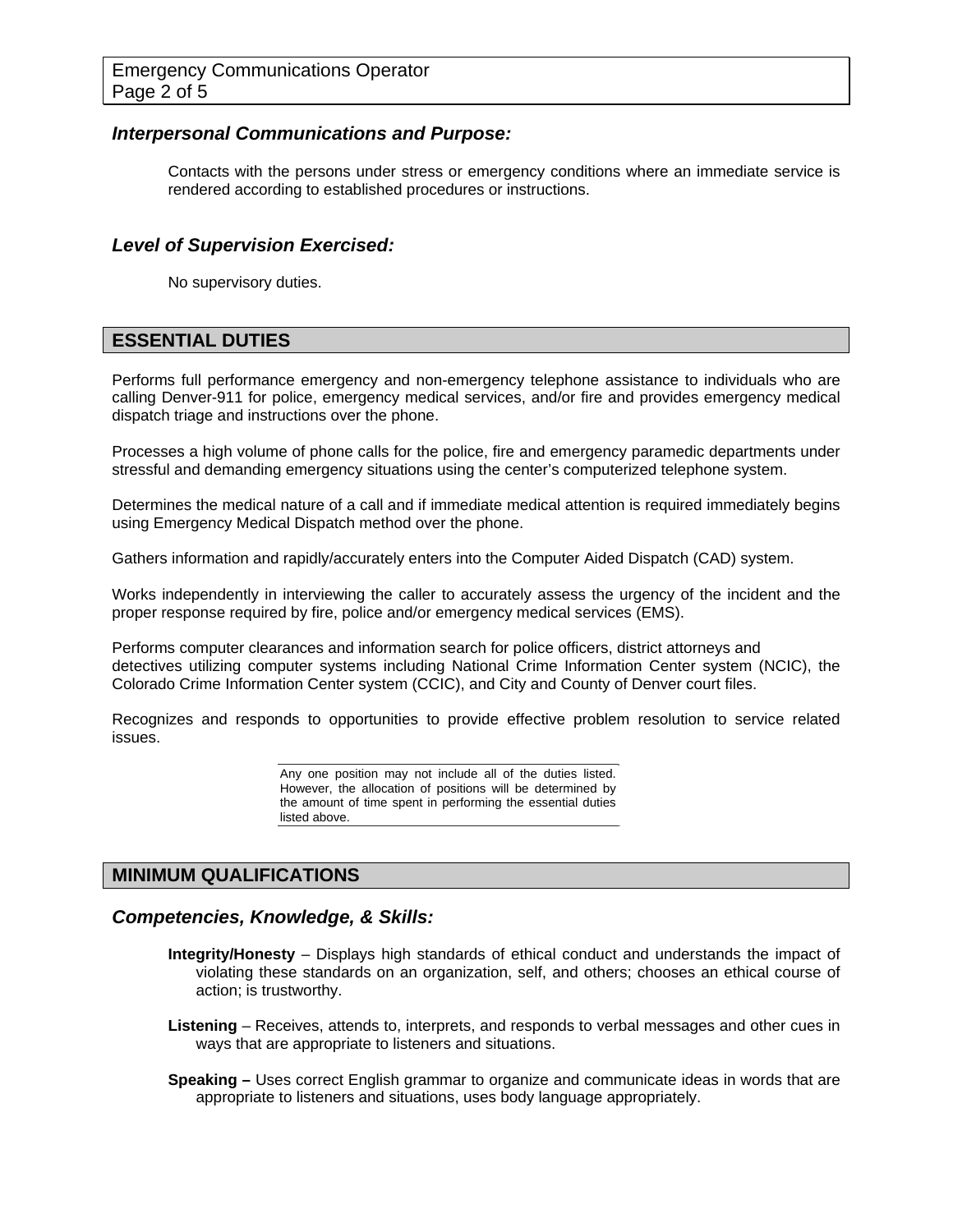### *Interpersonal Communications and Purpose:*

Contacts with the persons under stress or emergency conditions where an immediate service is rendered according to established procedures or instructions.

### *Level of Supervision Exercised:*

No supervisory duties.

## ESSENTIAL DUTIES

Performs full performance emergency and non-emergency telephone assistance to individuals who are calling Denver-911 for police, emergency medical services, and/or fire and provides emergency medical dispatch triage and instructions over the phone.

Processes a high volume of phone calls for the police, fire and emergency paramedic departments under stressful and demanding emergency situations using the center's computerized telephone system.

Determines the medical nature of a call and if immediate medical attention is required immediately begins using Emergency Medical Dispatch method over the phone.

Gathers information and rapidly/accurately enters into the Computer Aided Dispatch (CAD) system.

Works independently in interviewing the caller to accurately assess the urgency of the incident and the proper response required by fire, police and/or emergency medical services (EMS).

Performs computer clearances and information search for police officers, district attorneys and detectives utilizing computer systems including National Crime Information Center system (NCIC), the Colorado Crime Information Center system (CCIC), and City and County of Denver court files.

Recognizes and responds to opportunities to provide effective problem resolution to service related issues.

Any one position may not include all of the duties listed. However, the allocation of positions will be determined by the amount of time spent in performing the essential duties listed above.

## MINIMUM QUALIFICATIONS

### *Competencies, Knowledge, & Skills:*

**Integrity/Honesty** – Displays high standards of ethical conduct and understands the impact of violating these standards on an organization, self, and others; chooses an ethical course of action; is trustworthy.

**Listening** – Receives, attends to, interprets, and responds to verbal messages and other cues in ways that are appropriate to listeners and situations.

**Speaking –** Uses correct English grammar to organize and communicate ideas in words that are appropriate to listeners and situations, uses body language appropriately.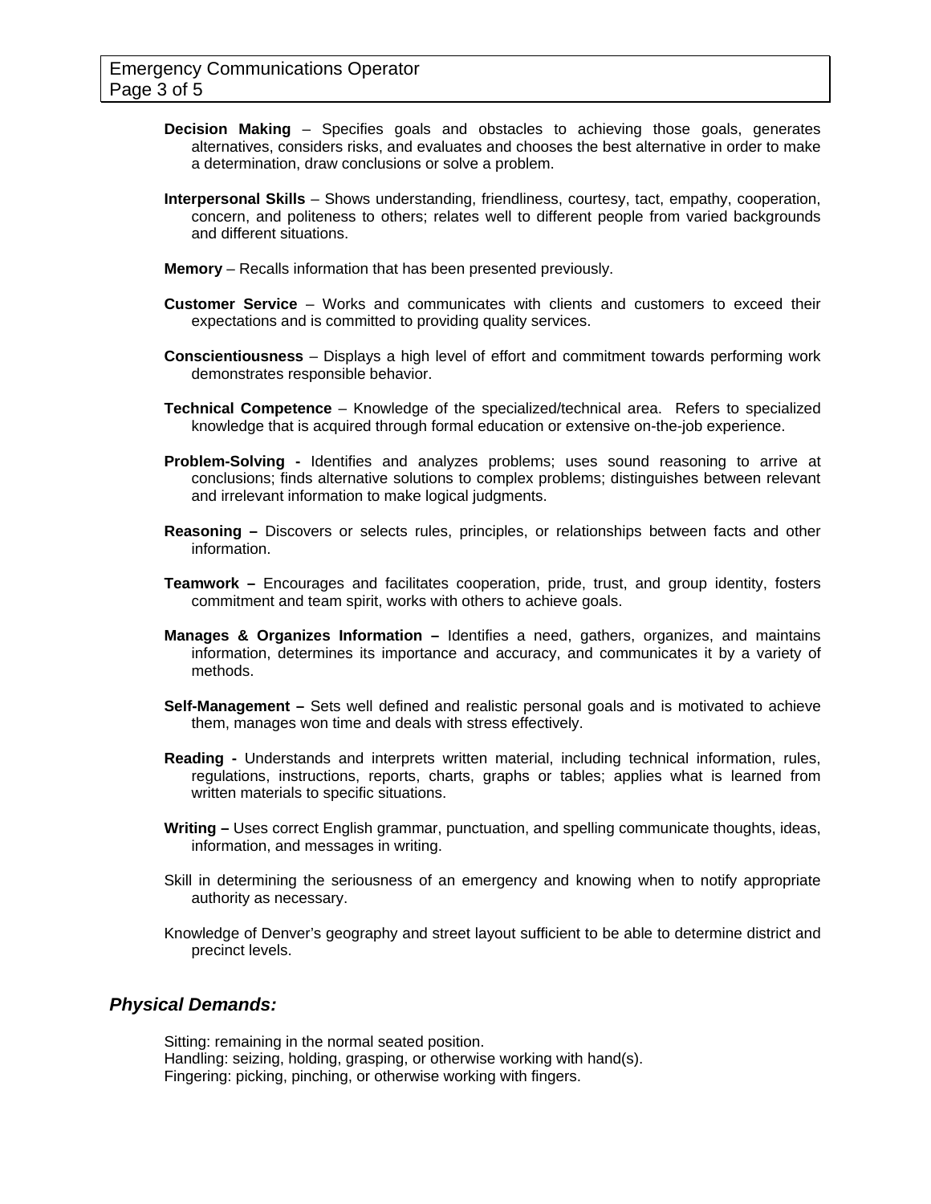**Decision Making** – Specifies goals and obstacles to achieving those goals, generates alternatives, considers risks, and evaluates and chooses the best alternative in order to make a determination, draw conclusions or solve a problem.

**Interpersonal Skills** – Shows understanding, friendliness, courtesy, tact, empathy, cooperation, concern, and politeness to others; relates well to different people from varied backgrounds and different situations.

**Memory** – Recalls information that has been presented previously.

**Customer Service** – Works and communicates with clients and customers to exceed their expectations and is committed to providing quality services.

**Conscientiousness** – Displays a high level of effort and commitment towards performing work demonstrates responsible behavior.

**Technical Competence** – Knowledge of the specialized/technical area. Refers to specialized knowledge that is acquired through formal education or extensive on-the-job experience.

**Problem-Solving -** Identifies and analyzes problems; uses sound reasoning to arrive at conclusions; finds alternative solutions to complex problems; distinguishes between relevant and irrelevant information to make logical judgments.

**Reasoning –** Discovers or selects rules, principles, or relationships between facts and other information.

**Teamwork –** Encourages and facilitates cooperation, pride, trust, and group identity, fosters commitment and team spirit, works with others to achieve goals.

**Manages & Organizes Information –** Identifies a need, gathers, organizes, and maintains information, determines its importance and accuracy, and communicates it by a variety of methods.

**Self-Management –** Sets well defined and realistic personal goals and is motivated to achieve them, manages won time and deals with stress effectively.

**Reading -** Understands and interprets written material, including technical information, rules, regulations, instructions, reports, charts, graphs or tables; applies what is learned from written materials to specific situations.

**Writing –** Uses correct English grammar, punctuation, and spelling communicate thoughts, ideas, information, and messages in writing.

Skill in determining the seriousness of an emergency and knowing when to notify appropriate authority as necessary.

Knowledge of Denver's geography and street layout sufficient to be able to determine district and precinct levels.

## *Physical Demands:*

Sitting: remaining in the normal seated position.
Handling: seizing, holding, grasping, or otherwise working with hand(s).
Fingering: picking, pinching, or otherwise working with fingers.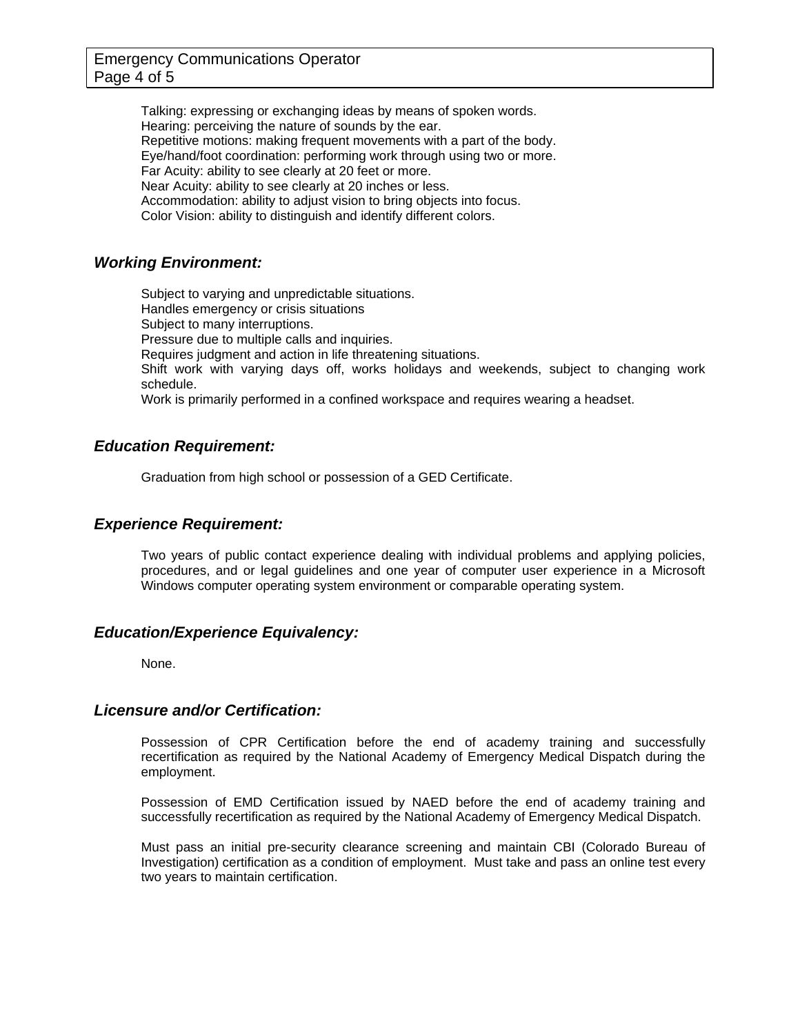Talking: expressing or exchanging ideas by means of spoken words.
Hearing: perceiving the nature of sounds by the ear.
Repetitive motions: making frequent movements with a part of the body.
Eye/hand/foot coordination: performing work through using two or more.
Far Acuity: ability to see clearly at 20 feet or more.
Near Acuity: ability to see clearly at 20 inches or less.
Accommodation: ability to adjust vision to bring objects into focus.
Color Vision: ability to distinguish and identify different colors.

### *Working Environment:*

Subject to varying and unpredictable situations.
Handles emergency or crisis situations
Subject to many interruptions.
Pressure due to multiple calls and inquiries.
Requires judgment and action in life threatening situations.
Shift work with varying days off, works holidays and weekends, subject to changing work schedule.
Work is primarily performed in a confined workspace and requires wearing a headset.

### *Education Requirement:*

Graduation from high school or possession of a GED Certificate.

### *Experience Requirement:*

Two years of public contact experience dealing with individual problems and applying policies, procedures, and or legal guidelines and one year of computer user experience in a Microsoft Windows computer operating system environment or comparable operating system.

### *Education/Experience Equivalency:*

None.

### *Licensure and/or Certification:*

Possession of CPR Certification before the end of academy training and successfully recertification as required by the National Academy of Emergency Medical Dispatch during the employment.

Possession of EMD Certification issued by NAED before the end of academy training and successfully recertification as required by the National Academy of Emergency Medical Dispatch.

Must pass an initial pre-security clearance screening and maintain CBI (Colorado Bureau of Investigation) certification as a condition of employment. Must take and pass an online test every two years to maintain certification.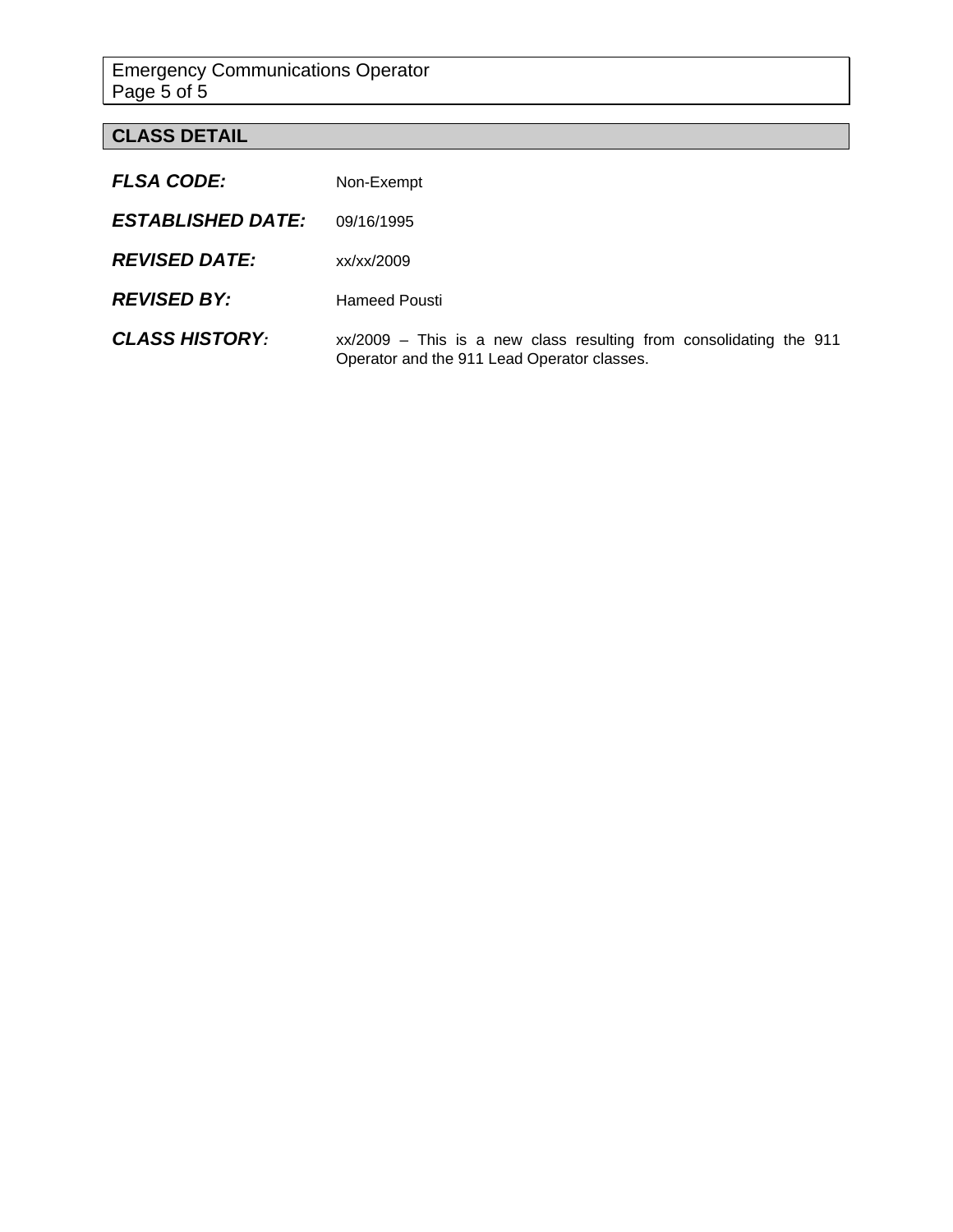## CLASS DETAIL

***FLSA CODE:*** Non-Exempt

***ESTABLISHED DATE:*** 09/16/1995

***REVISED DATE:*** xx/xx/2009

***REVISED BY:*** Hameed Pousti

***CLASS HISTORY:*** xx/2009 – This is a new class resulting from consolidating the 911 Operator and the 911 Lead Operator classes.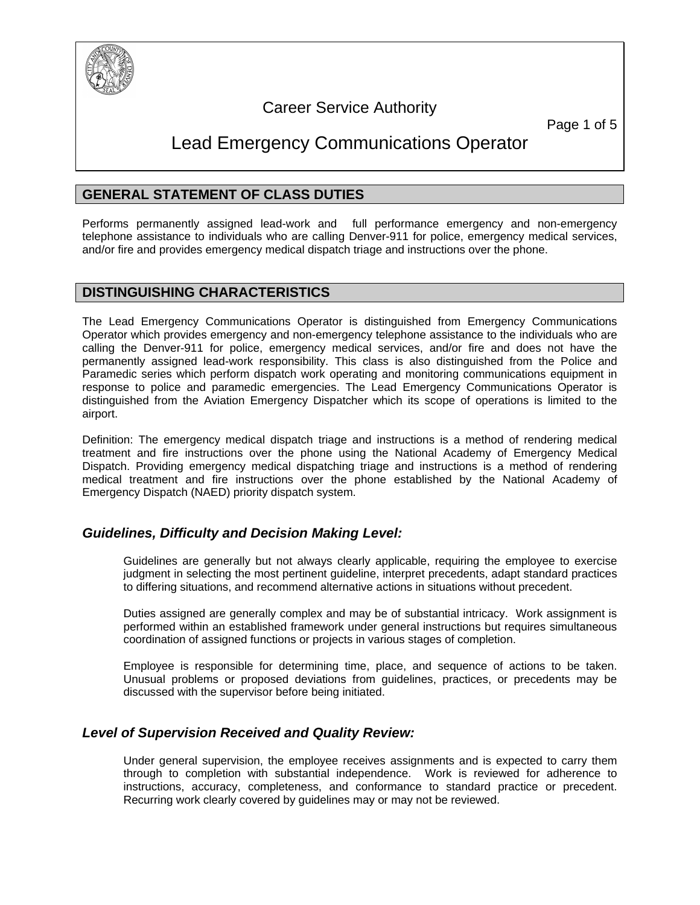Career Service Authority

# Lead Emergency Communications Operator

## GENERAL STATEMENT OF CLASS DUTIES

Performs permanently assigned lead-work and full performance emergency and non-emergency telephone assistance to individuals who are calling Denver-911 for police, emergency medical services, and/or fire and provides emergency medical dispatch triage and instructions over the phone.

## DISTINGUISHING CHARACTERISTICS

The Lead Emergency Communications Operator is distinguished from Emergency Communications Operator which provides emergency and non-emergency telephone assistance to the individuals who are calling the Denver-911 for police, emergency medical services, and/or fire and does not have the permanently assigned lead-work responsibility. This class is also distinguished from the Police and Paramedic series which perform dispatch work operating and monitoring communications equipment in response to police and paramedic emergencies. The Lead Emergency Communications Operator is distinguished from the Aviation Emergency Dispatcher which its scope of operations is limited to the airport.

Definition: The emergency medical dispatch triage and instructions is a method of rendering medical treatment and fire instructions over the phone using the National Academy of Emergency Medical Dispatch. Providing emergency medical dispatching triage and instructions is a method of rendering medical treatment and fire instructions over the phone established by the National Academy of Emergency Dispatch (NAED) priority dispatch system.

### *Guidelines, Difficulty and Decision Making Level:*

Guidelines are generally but not always clearly applicable, requiring the employee to exercise judgment in selecting the most pertinent guideline, interpret precedents, adapt standard practices to differing situations, and recommend alternative actions in situations without precedent.

Duties assigned are generally complex and may be of substantial intricacy. Work assignment is performed within an established framework under general instructions but requires simultaneous coordination of assigned functions or projects in various stages of completion.

Employee is responsible for determining time, place, and sequence of actions to be taken. Unusual problems or proposed deviations from guidelines, practices, or precedents may be discussed with the supervisor before being initiated.

### *Level of Supervision Received and Quality Review:*

Under general supervision, the employee receives assignments and is expected to carry them through to completion with substantial independence. Work is reviewed for adherence to instructions, accuracy, completeness, and conformance to standard practice or precedent. Recurring work clearly covered by guidelines may or may not be reviewed.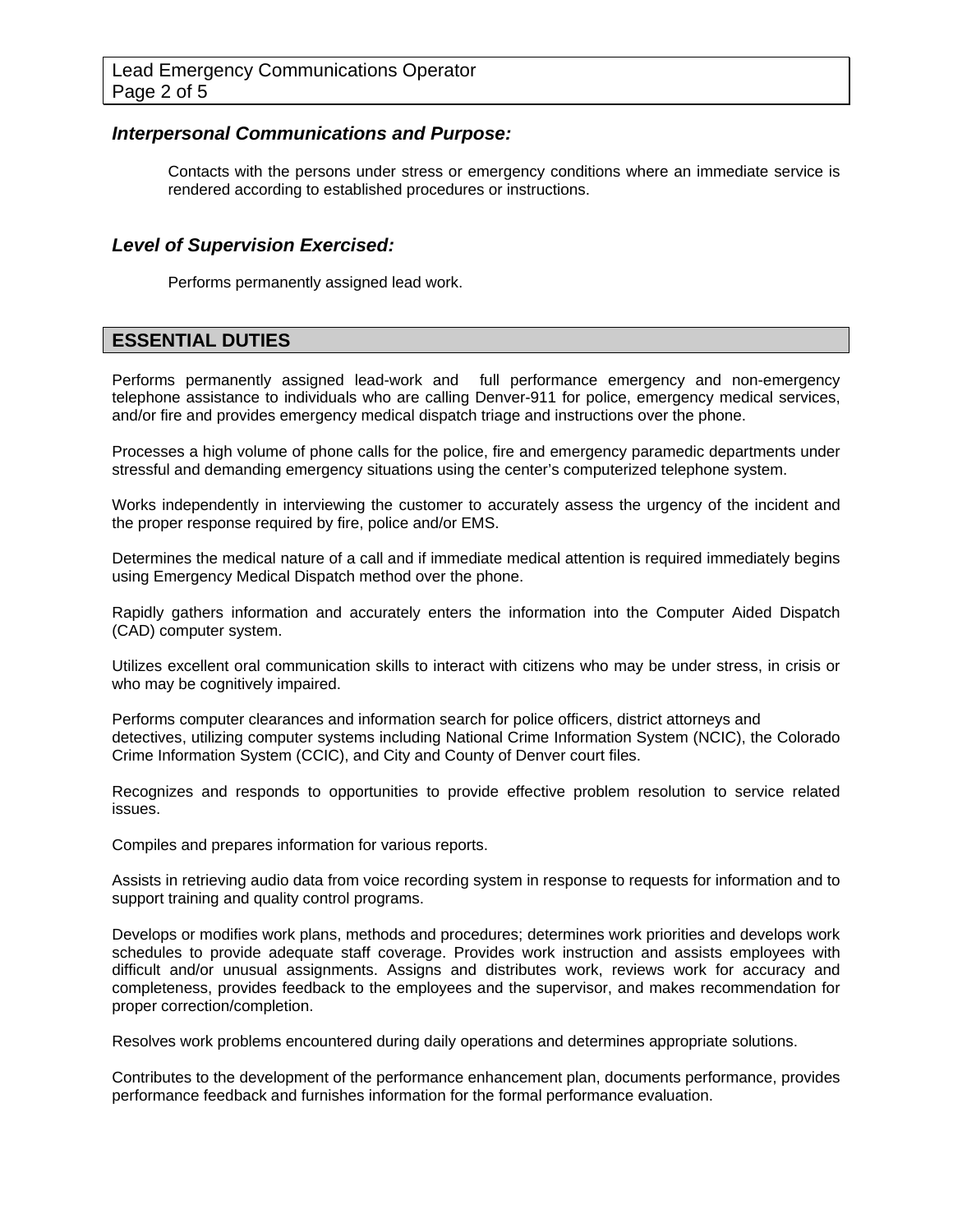### *Interpersonal Communications and Purpose:*

Contacts with the persons under stress or emergency conditions where an immediate service is rendered according to established procedures or instructions.

### *Level of Supervision Exercised:*

Performs permanently assigned lead work.

## ESSENTIAL DUTIES

Performs permanently assigned lead-work and full performance emergency and non-emergency telephone assistance to individuals who are calling Denver-911 for police, emergency medical services, and/or fire and provides emergency medical dispatch triage and instructions over the phone.

Processes a high volume of phone calls for the police, fire and emergency paramedic departments under stressful and demanding emergency situations using the center's computerized telephone system.

Works independently in interviewing the customer to accurately assess the urgency of the incident and the proper response required by fire, police and/or EMS.

Determines the medical nature of a call and if immediate medical attention is required immediately begins using Emergency Medical Dispatch method over the phone.

Rapidly gathers information and accurately enters the information into the Computer Aided Dispatch (CAD) computer system.

Utilizes excellent oral communication skills to interact with citizens who may be under stress, in crisis or who may be cognitively impaired.

Performs computer clearances and information search for police officers, district attorneys and detectives, utilizing computer systems including National Crime Information System (NCIC), the Colorado Crime Information System (CCIC), and City and County of Denver court files.

Recognizes and responds to opportunities to provide effective problem resolution to service related issues.

Compiles and prepares information for various reports.

Assists in retrieving audio data from voice recording system in response to requests for information and to support training and quality control programs.

Develops or modifies work plans, methods and procedures; determines work priorities and develops work schedules to provide adequate staff coverage. Provides work instruction and assists employees with difficult and/or unusual assignments. Assigns and distributes work, reviews work for accuracy and completeness, provides feedback to the employees and the supervisor, and makes recommendation for proper correction/completion.

Resolves work problems encountered during daily operations and determines appropriate solutions.

Contributes to the development of the performance enhancement plan, documents performance, provides performance feedback and furnishes information for the formal performance evaluation.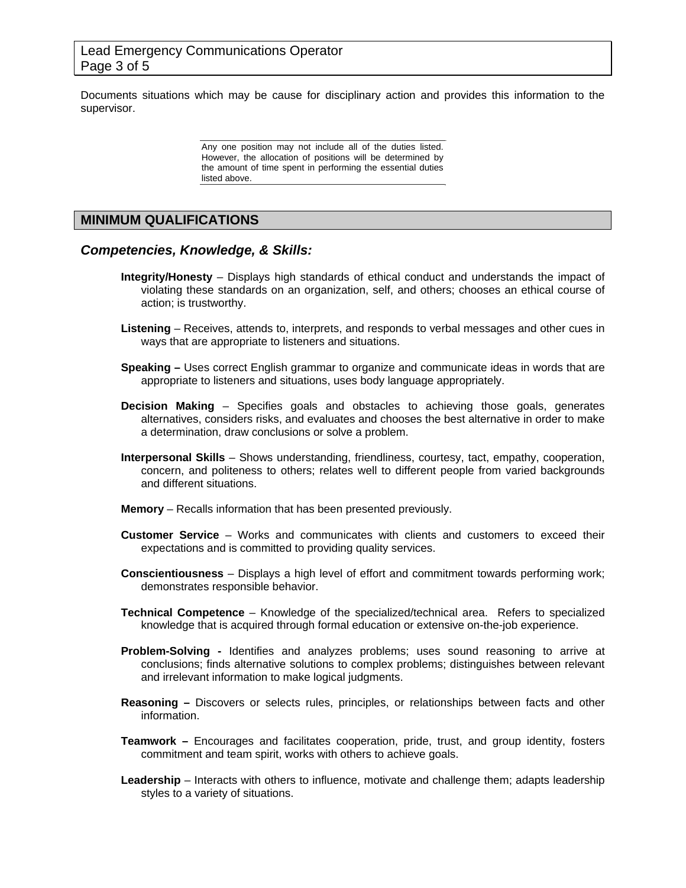Documents situations which may be cause for disciplinary action and provides this information to the supervisor.

> Any one position may not include all of the duties listed. However, the allocation of positions will be determined by the amount of time spent in performing the essential duties listed above.

## MINIMUM QUALIFICATIONS

### *Competencies, Knowledge, & Skills:*

**Integrity/Honesty** – Displays high standards of ethical conduct and understands the impact of violating these standards on an organization, self, and others; chooses an ethical course of action; is trustworthy.

**Listening** – Receives, attends to, interprets, and responds to verbal messages and other cues in ways that are appropriate to listeners and situations.

**Speaking –** Uses correct English grammar to organize and communicate ideas in words that are appropriate to listeners and situations, uses body language appropriately.

**Decision Making** – Specifies goals and obstacles to achieving those goals, generates alternatives, considers risks, and evaluates and chooses the best alternative in order to make a determination, draw conclusions or solve a problem.

**Interpersonal Skills** – Shows understanding, friendliness, courtesy, tact, empathy, cooperation, concern, and politeness to others; relates well to different people from varied backgrounds and different situations.

**Memory** – Recalls information that has been presented previously.

**Customer Service** – Works and communicates with clients and customers to exceed their expectations and is committed to providing quality services.

**Conscientiousness** – Displays a high level of effort and commitment towards performing work; demonstrates responsible behavior.

**Technical Competence** – Knowledge of the specialized/technical area. Refers to specialized knowledge that is acquired through formal education or extensive on-the-job experience.

**Problem-Solving -** Identifies and analyzes problems; uses sound reasoning to arrive at conclusions; finds alternative solutions to complex problems; distinguishes between relevant and irrelevant information to make logical judgments.

**Reasoning –** Discovers or selects rules, principles, or relationships between facts and other information.

**Teamwork –** Encourages and facilitates cooperation, pride, trust, and group identity, fosters commitment and team spirit, works with others to achieve goals.

**Leadership** – Interacts with others to influence, motivate and challenge them; adapts leadership styles to a variety of situations.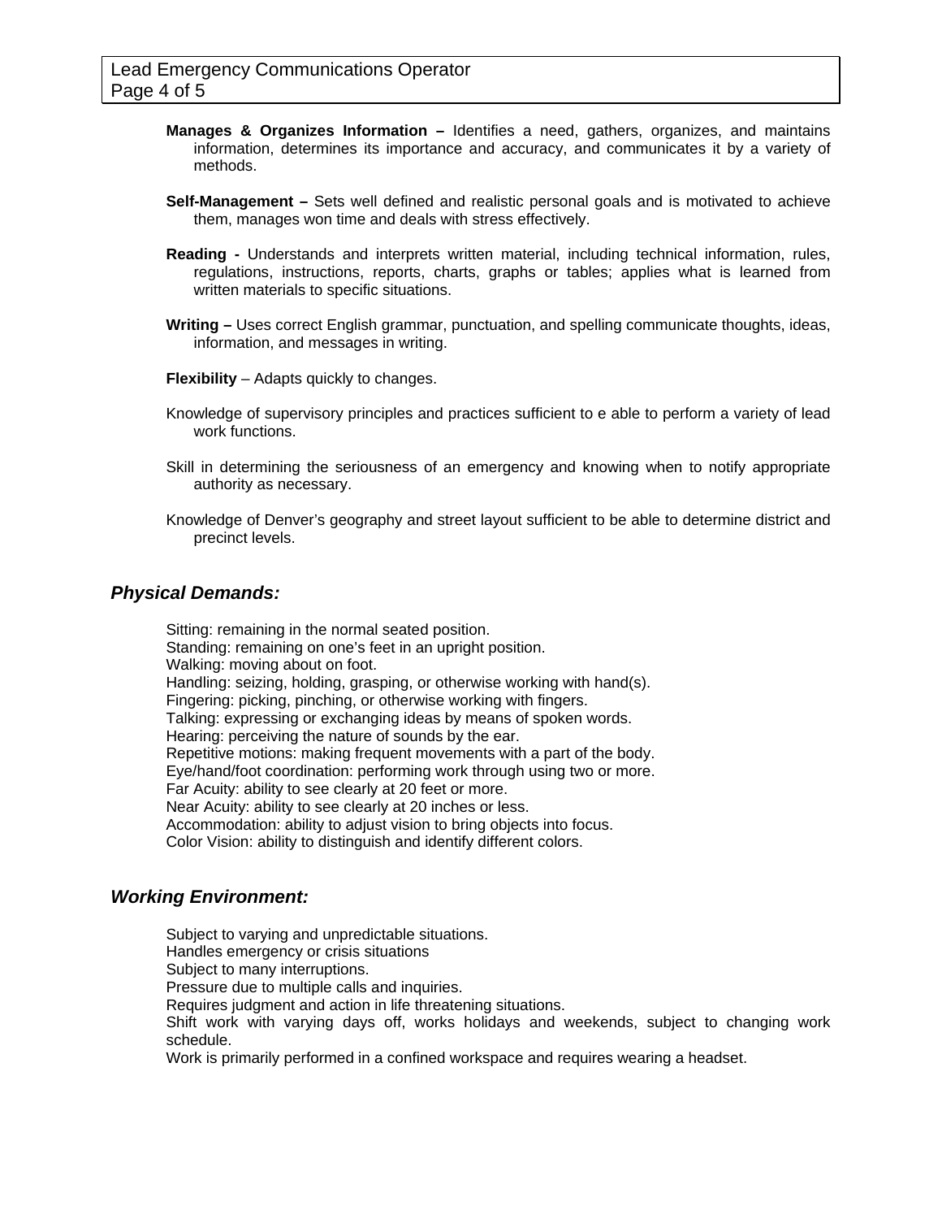**Manages & Organizes Information –** Identifies a need, gathers, organizes, and maintains information, determines its importance and accuracy, and communicates it by a variety of methods.

**Self-Management –** Sets well defined and realistic personal goals and is motivated to achieve them, manages won time and deals with stress effectively.

**Reading -** Understands and interprets written material, including technical information, rules, regulations, instructions, reports, charts, graphs or tables; applies what is learned from written materials to specific situations.

**Writing –** Uses correct English grammar, punctuation, and spelling communicate thoughts, ideas, information, and messages in writing.

**Flexibility** – Adapts quickly to changes.

Knowledge of supervisory principles and practices sufficient to e able to perform a variety of lead work functions.

Skill in determining the seriousness of an emergency and knowing when to notify appropriate authority as necessary.

Knowledge of Denver's geography and street layout sufficient to be able to determine district and precinct levels.

## *Physical Demands:*

Sitting: remaining in the normal seated position.
Standing: remaining on one's feet in an upright position.
Walking: moving about on foot.
Handling: seizing, holding, grasping, or otherwise working with hand(s).
Fingering: picking, pinching, or otherwise working with fingers.
Talking: expressing or exchanging ideas by means of spoken words.
Hearing: perceiving the nature of sounds by the ear.
Repetitive motions: making frequent movements with a part of the body.
Eye/hand/foot coordination: performing work through using two or more.
Far Acuity: ability to see clearly at 20 feet or more.
Near Acuity: ability to see clearly at 20 inches or less.
Accommodation: ability to adjust vision to bring objects into focus.
Color Vision: ability to distinguish and identify different colors.

## *Working Environment:*

Subject to varying and unpredictable situations.
Handles emergency or crisis situations
Subject to many interruptions.
Pressure due to multiple calls and inquiries.
Requires judgment and action in life threatening situations.
Shift work with varying days off, works holidays and weekends, subject to changing work schedule.
Work is primarily performed in a confined workspace and requires wearing a headset.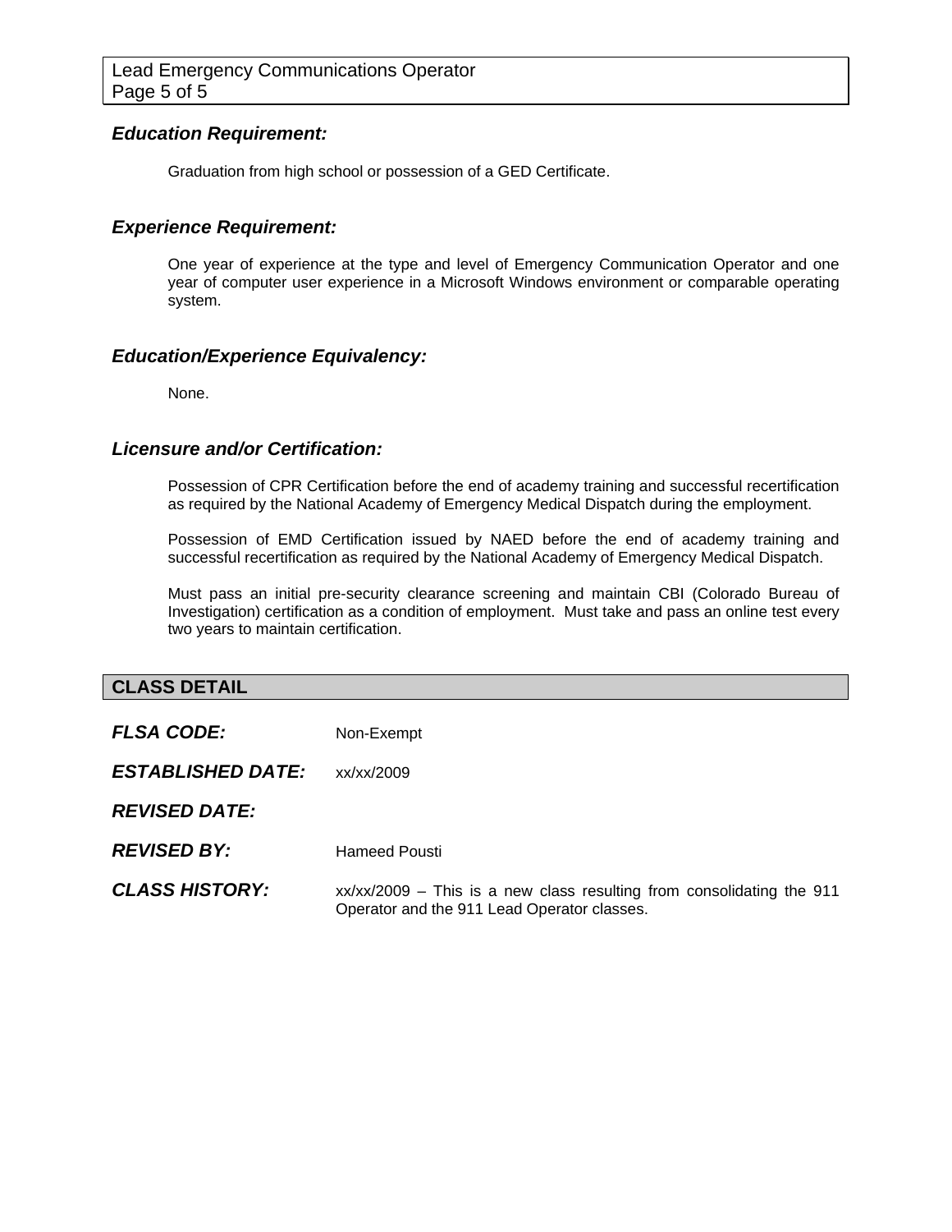### *Education Requirement:*

Graduation from high school or possession of a GED Certificate.

### *Experience Requirement:*

One year of experience at the type and level of Emergency Communication Operator and one year of computer user experience in a Microsoft Windows environment or comparable operating system.

### *Education/Experience Equivalency:*

None.

### *Licensure and/or Certification:*

Possession of CPR Certification before the end of academy training and successful recertification as required by the National Academy of Emergency Medical Dispatch during the employment.

Possession of EMD Certification issued by NAED before the end of academy training and successful recertification as required by the National Academy of Emergency Medical Dispatch.

Must pass an initial pre-security clearance screening and maintain CBI (Colorado Bureau of Investigation) certification as a condition of employment. Must take and pass an online test every two years to maintain certification.

## CLASS DETAIL

***FLSA CODE:*** Non-Exempt

***ESTABLISHED DATE:*** xx/xx/2009

***REVISED DATE:***

***REVISED BY:*** Hameed Pousti

***CLASS HISTORY:*** xx/xx/2009 – This is a new class resulting from consolidating the 911 Operator and the 911 Lead Operator classes.